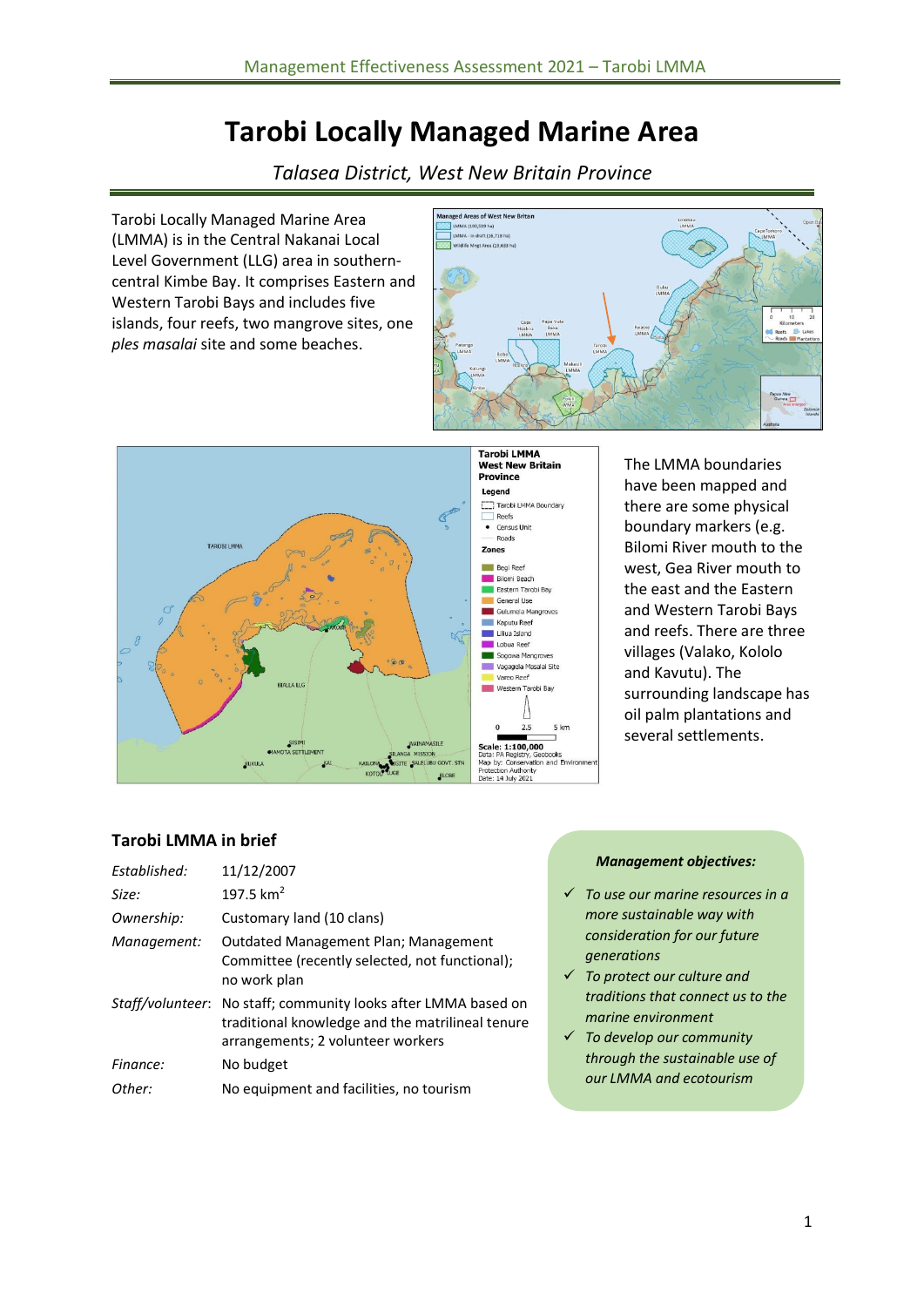# Tarobi Locally Managed Marine Area

*Talasea District, West New Britain Province*

Tarobi Locally Managed Marine Area (LMMA) is in the Central Nakanai Local Level Government (LLG) area in southern-central Kimbe Bay. It comprises Eastern and Western Tarobi Bays and includes five islands, four reefs, two mangrove sites, one *ples masalai* site and some beaches.

The LMMA boundaries have been mapped and there are some physical boundary markers (e.g. Bilomi River mouth to the west, Gea River mouth to the east and the Eastern and Western Tarobi Bays and reefs. There are three villages (Valako, Kololo and Kavutu). The surrounding landscape has oil palm plantations and several settlements.

## Tarobi LMMA in brief

| | |
|---|---|
| *Established:* | 11/12/2007 |
| *Size:* | 197.5 km$^2$ |
| *Ownership:* | Customary land (10 clans) |
| *Management:* | Outdated Management Plan; Management Committee (recently selected, not functional); no work plan |
| *Staff/volunteer:* | No staff; community looks after LMMA based on traditional knowledge and the matrilineal tenure arrangements; 2 volunteer workers |
| *Finance:* | No budget |
| *Other:* | No equipment and facilities, no tourism |

***Management objectives:***

- ✓ *To use our marine resources in a more sustainable way with consideration for our future generations*
- ✓ *To protect our culture and traditions that connect us to the marine environment*
- ✓ *To develop our community through the sustainable use of our LMMA and ecotourism*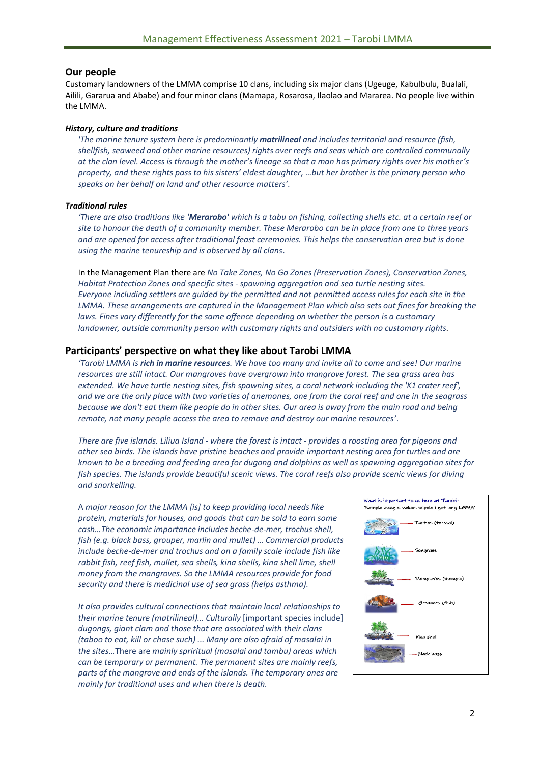## Our people

Customary landowners of the LMMA comprise 10 clans, including six major clans (Ugeuge, Kabulbulu, Bualali, Ailili, Gararua and Ababe) and four minor clans (Mamapa, Rosarosa, Ilaolao and Mararea. No people live within the LMMA.

#### *History, culture and traditions*

*'The marine tenure system here is predominantly **matrilineal** and includes territorial and resource (fish, shellfish, seaweed and other marine resources) rights over reefs and seas which are controlled communally at the clan level. Access is through the mother's lineage so that a man has primary rights over his mother's property, and these rights pass to his sisters' eldest daughter, …but her brother is the primary person who speaks on her behalf on land and other resource matters'.*

#### *Traditional rules*

*'There are also traditions like **'Merarobo'** which is a tabu on fishing, collecting shells etc. at a certain reef or site to honour the death of a community member. These Merarobo can be in place from one to three years and are opened for access after traditional feast ceremonies. This helps the conservation area but is done using the marine tenureship and is observed by all clans.*

In the Management Plan there are *No Take Zones, No Go Zones (Preservation Zones), Conservation Zones, Habitat Protection Zones and specific sites - spawning aggregation and sea turtle nesting sites. Everyone including settlers are guided by the permitted and not permitted access rules for each site in the LMMA. These arrangements are captured in the Management Plan which also sets out fines for breaking the laws. Fines vary differently for the same offence depending on whether the person is a customary landowner, outside community person with customary rights and outsiders with no customary rights.*

### Participants' perspective on what they like about Tarobi LMMA

*'Tarobi LMMA is **rich in marine resources**. We have too many and invite all to come and see! Our marine resources are still intact. Our mangroves have overgrown into mangrove forest. The sea grass area has extended. We have turtle nesting sites, fish spawning sites, a coral network including the 'K1 crater reef', and we are the only place with two varieties of anemones, one from the coral reef and one in the seagrass because we don't eat them like people do in other sites. Our area is away from the main road and being remote, not many people access the area to remove and destroy our marine resources'.*

*There are five islands. Liliua Island - where the forest is intact - provides a roosting area for pigeons and other sea birds. The islands have pristine beaches and provide important nesting area for turtles and are known to be a breeding and feeding area for dugong and dolphins as well as spawning aggregation sites for fish species. The islands provide beautiful scenic views. The coral reefs also provide scenic views for diving and snorkelling.*

A *major reason for the LMMA [is] to keep providing local needs like protein, materials for houses, and goods that can be sold to earn some cash…The economic importance includes beche-de-mer, trochus shell, fish (e.g. black bass, grouper, marlin and mullet) … Commercial products include beche-de-mer and trochus and on a family scale include fish like rabbit fish, reef fish, mullet, sea shells, kina shells, kina shell lime, shell money from the mangroves. So the LMMA resources provide for food security and there is medicinal use of sea grass (helps asthma).*

*It also provides cultural connections that maintain local relationships to their marine tenure (matrilineal)… Culturally* [important species include] *dugongs, giant clam and those that are associated with their clans (taboo to eat, kill or chase such) ... Many are also afraid of masalai in the sites…*There are *mainly spriritual (masalai and tambu) areas which can be temporary or permanent. The permanent sites are mainly reefs, parts of the mangrove and ends of the islands. The temporary ones are mainly for traditional uses and when there is death.*

What is important to us here at Tarobi-
'Sampla blong ol values mipela i gat long LMMA'

- Turtles (torosel)
- Seagrass
- Mangroves (mangro)
- Groupers (fish)
- Kina shell
- Black bass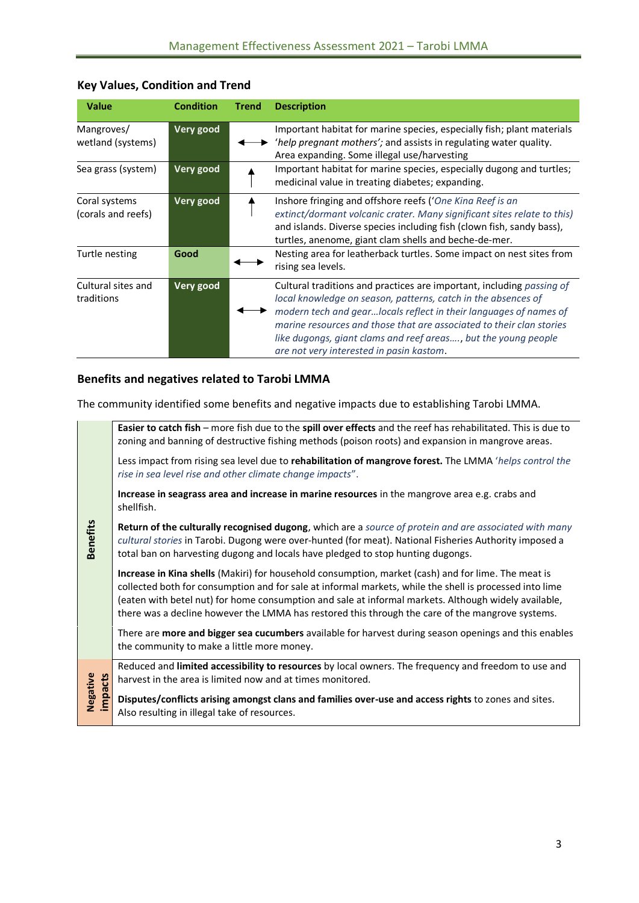## Key Values, Condition and Trend

| Value | Condition | Trend | Description |
|---|---|---|---|
| Mangroves/ wetland (systems) | Very good | ↔ | Important habitat for marine species, especially fish; plant materials '*help pregnant mothers';* and assists in regulating water quality. Area expanding. Some illegal use/harvesting |
| Sea grass (system) | Very good | ↑ | Important habitat for marine species, especially dugong and turtles; medicinal value in treating diabetes; expanding. |
| Coral systems (corals and reefs) | Very good | ↑ | Inshore fringing and offshore reefs ('*One Kina Reef is an extinct/dormant volcanic crater. Many significant sites relate to this)* and islands. Diverse species including fish (clown fish, sandy bass), turtles, anenome, giant clam shells and beche-de-mer. |
| Turtle nesting | Good | ↔ | Nesting area for leatherback turtles. Some impact on nest sites from rising sea levels. |
| Cultural sites and traditions | Very good | ↔ | Cultural traditions and practices are important, including *passing of local knowledge on season, patterns, catch in the absences of modern tech and gear…locals reflect in their languages of names of marine resources and those that are associated to their clan stories like dugongs, giant clams and reef areas….*, *but the young people are not very interested in pasin kastom*. |

## Benefits and negatives related to Tarobi LMMA

The community identified some benefits and negative impacts due to establishing Tarobi LMMA.

| | |
|---|---|
| **Benefits** | **Easier to catch fish** – more fish due to the **spill over effects** and the reef has rehabilitated. This is due to zoning and banning of destructive fishing methods (poison roots) and expansion in mangrove areas. |
| | Less impact from rising sea level due to **rehabilitation of mangrove forest.** The LMMA '*helps control the rise in sea level rise and other climate change impacts*". |
| | **Increase in seagrass area and increase in marine resources** in the mangrove area e.g. crabs and shellfish. |
| | **Return of the culturally recognised dugong**, which are a *source of protein and are associated with many cultural stories* in Tarobi. Dugong were over-hunted (for meat). National Fisheries Authority imposed a total ban on harvesting dugong and locals have pledged to stop hunting dugongs. |
| | **Increase in Kina shells** (Makiri) for household consumption, market (cash) and for lime. The meat is collected both for consumption and for sale at informal markets, while the shell is processed into lime (eaten with betel nut) for home consumption and sale at informal markets. Although widely available, there was a decline however the LMMA has restored this through the care of the mangrove systems. |
| | There are **more and bigger sea cucumbers** available for harvest during season openings and this enables the community to make a little more money. |
| **Negative impacts** | Reduced and **limited accessibility to resources** by local owners. The frequency and freedom to use and harvest in the area is limited now and at times monitored. |
| | **Disputes/conflicts arising amongst clans and families over-use and access rights** to zones and sites. Also resulting in illegal take of resources. |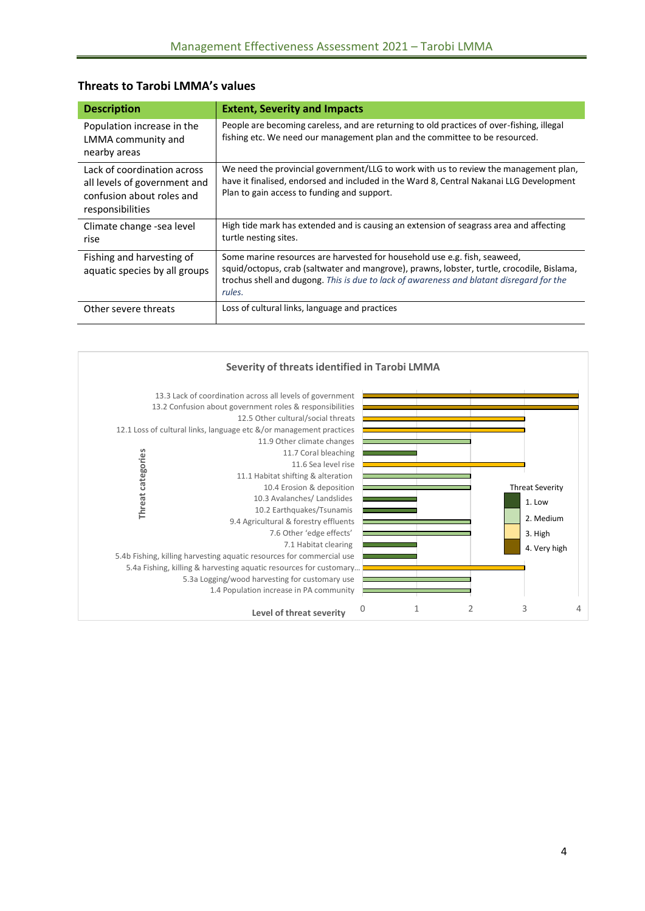## Threats to Tarobi LMMA's values

| Description | Extent, Severity and Impacts |
| --- | --- |
| Population increase in the LMMA community and nearby areas | People are becoming careless, and are returning to old practices of over-fishing, illegal fishing etc. We need our management plan and the committee to be resourced. |
| Lack of coordination across all levels of government and confusion about roles and responsibilities | We need the provincial government/LLG to work with us to review the management plan, have it finalised, endorsed and included in the Ward 8, Central Nakanai LLG Development Plan to gain access to funding and support. |
| Climate change -sea level rise | High tide mark has extended and is causing an extension of seagrass area and affecting turtle nesting sites. |
| Fishing and harvesting of aquatic species by all groups | Some marine resources are harvested for household use e.g. fish, seaweed, squid/octopus, crab (saltwater and mangrove), prawns, lobster, turtle, crocodile, Bislama, trochus shell and dugong. *This is due to lack of awareness and blatant disregard for the rules.* |
| Other severe threats | Loss of cultural links, language and practices |

**Severity of threats identified in Tarobi LMMA**

| Threat categories | Level of threat severity |
| --- | --- |
| 13.3 Lack of coordination across all levels of government | 4 |
| 13.2 Confusion about government roles & responsibilities | 4 |
| 12.5 Other cultural/social threats | 3 |
| 12.1 Loss of cultural links, language etc &/or management practices | 3 |
| 11.9 Other climate changes | 2 |
| 11.7 Coral bleaching | 1 |
| 11.6 Sea level rise | 3 |
| 11.1 Habitat shifting & alteration | 2 |
| 10.4 Erosion & deposition | 2 |
| 10.3 Avalanches/ Landslides | 1 |
| 10.2 Earthquakes/Tsunamis | 1 |
| 9.4 Agricultural & forestry effluents | 2 |
| 7.6 Other 'edge effects' | 2 |
| 7.1 Habitat clearing | 1 |
| 5.4b Fishing, killing harvesting aquatic resources for commercial use | 1 |
| 5.4a Fishing, killing & harvesting aquatic resources for customary... | 3 |
| 5.3a Logging/wood harvesting for customary use | 2 |
| 1.4 Population increase in PA community | 2 |

Threat Severity: 1. Low; 2. Medium; 3. High; 4. Very high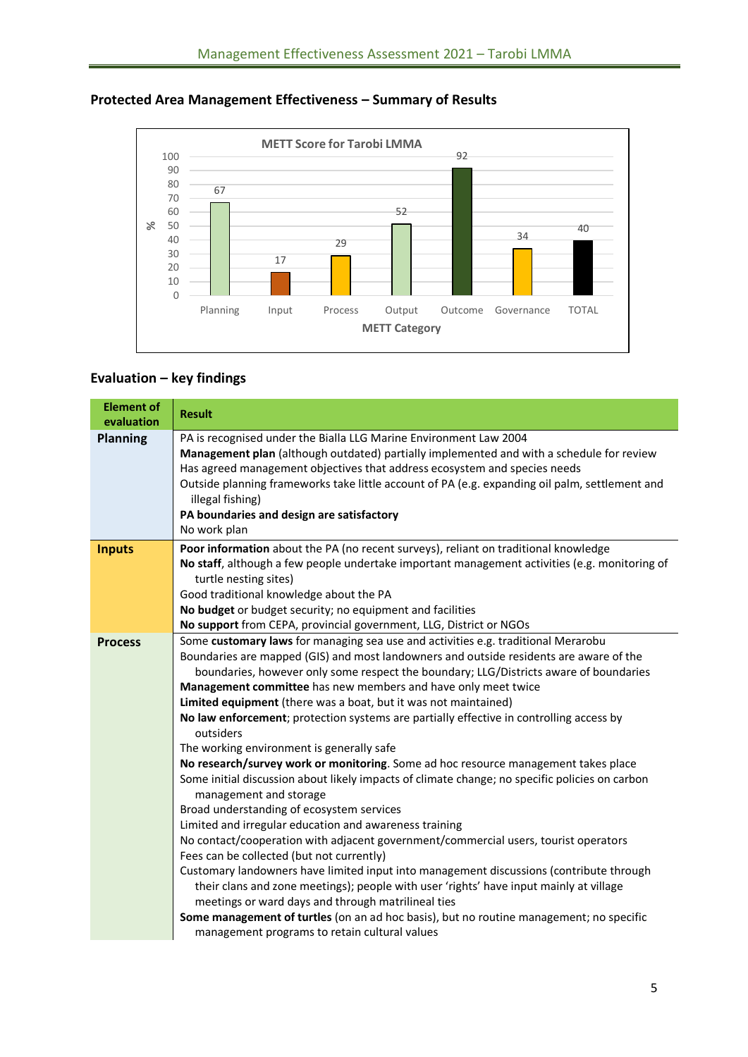## Protected Area Management Effectiveness – Summary of Results

**METT Score for Tarobi LMMA**

| METT Category | % |
|---|---|
| Planning | 67 |
| Input | 17 |
| Process | 29 |
| Output | 52 |
| Outcome | 92 |
| Governance | 34 |
| TOTAL | 40 |

## Evaluation – key findings

| Element of evaluation | Result |
|---|---|
| **Planning** | PA is recognised under the Bialla LLG Marine Environment Law 2004<br>**Management plan** (although outdated) partially implemented and with a schedule for review<br>Has agreed management objectives that address ecosystem and species needs<br>Outside planning frameworks take little account of PA (e.g. expanding oil palm, settlement and illegal fishing)<br>**PA boundaries and design are satisfactory**<br>No work plan |
| **Inputs** | **Poor information** about the PA (no recent surveys), reliant on traditional knowledge<br>**No staff**, although a few people undertake important management activities (e.g. monitoring of turtle nesting sites)<br>Good traditional knowledge about the PA<br>**No budget** or budget security; no equipment and facilities<br>**No support** from CEPA, provincial government, LLG, District or NGOs |
| **Process** | Some **customary laws** for managing sea use and activities e.g. traditional Merarobu<br>Boundaries are mapped (GIS) and most landowners and outside residents are aware of the boundaries, however only some respect the boundary; LLG/Districts aware of boundaries<br>**Management committee** has new members and have only meet twice<br>**Limited equipment** (there was a boat, but it was not maintained)<br>**No law enforcement**; protection systems are partially effective in controlling access by outsiders<br>The working environment is generally safe<br>**No research/survey work or monitoring**. Some ad hoc resource management takes place<br>Some initial discussion about likely impacts of climate change; no specific policies on carbon management and storage<br>Broad understanding of ecosystem services<br>Limited and irregular education and awareness training<br>No contact/cooperation with adjacent government/commercial users, tourist operators<br>Fees can be collected (but not currently)<br>Customary landowners have limited input into management discussions (contribute through their clans and zone meetings); people with user 'rights' have input mainly at village meetings or ward days and through matrilineal ties<br>**Some management of turtles** (on an ad hoc basis), but no routine management; no specific management programs to retain cultural values |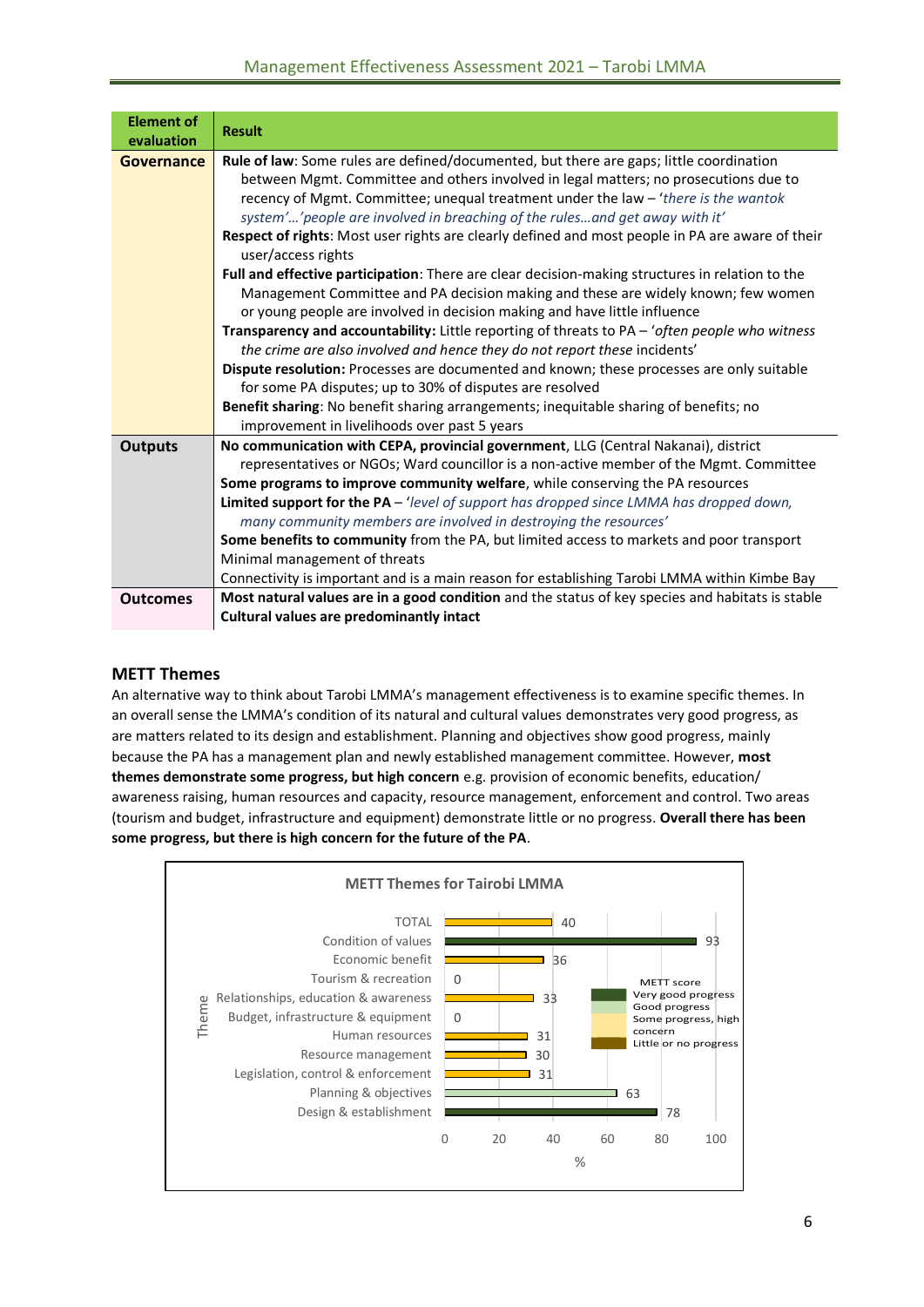| Element of evaluation | Result |
|---|---|
| **Governance** | **Rule of law**: Some rules are defined/documented, but there are gaps; little coordination between Mgmt. Committee and others involved in legal matters; no prosecutions due to recency of Mgmt. Committee; unequal treatment under the law – '*there is the wantok system*'…'*people are involved in breaching of the rules…and get away with it*'<br>**Respect of rights**: Most user rights are clearly defined and most people in PA are aware of their user/access rights<br>**Full and effective participation**: There are clear decision-making structures in relation to the Management Committee and PA decision making and these are widely known; few women or young people are involved in decision making and have little influence<br>**Transparency and accountability:** Little reporting of threats to PA – '*often people who witness the crime are also involved and hence they do not report these* incidents'<br>**Dispute resolution:** Processes are documented and known; these processes are only suitable for some PA disputes; up to 30% of disputes are resolved<br>**Benefit sharing**: No benefit sharing arrangements; inequitable sharing of benefits; no improvement in livelihoods over past 5 years |
| **Outputs** | **No communication with CEPA, provincial government**, LLG (Central Nakanai), district representatives or NGOs; Ward councillor is a non-active member of the Mgmt. Committee<br>**Some programs to improve community welfare**, while conserving the PA resources<br>**Limited support for the PA** – '*level of support has dropped since LMMA has dropped down, many community members are involved in destroying the resources*'<br>**Some benefits to community** from the PA, but limited access to markets and poor transport<br>Minimal management of threats<br>Connectivity is important and is a main reason for establishing Tarobi LMMA within Kimbe Bay |
| **Outcomes** | **Most natural values are in a good condition** and the status of key species and habitats is stable<br>**Cultural values are predominantly intact** |

### METT Themes

An alternative way to think about Tarobi LMMA's management effectiveness is to examine specific themes. In an overall sense the LMMA's condition of its natural and cultural values demonstrates very good progress, as are matters related to its design and establishment. Planning and objectives show good progress, mainly because the PA has a management plan and newly established management committee. However, **most themes demonstrate some progress, but high concern** e.g. provision of economic benefits, education/ awareness raising, human resources and capacity, resource management, enforcement and control. Two areas (tourism and budget, infrastructure and equipment) demonstrate little or no progress. **Overall there has been some progress, but there is high concern for the future of the PA**.

**METT Themes for Tairobi LMMA**

| Theme | METT score (%) |
|---|---|
| TOTAL | 40 |
| Condition of values | 93 |
| Economic benefit | 36 |
| Tourism & recreation | 0 |
| Relationships, education & awareness | 33 |
| Budget, infrastructure & equipment | 0 |
| Human resources | 31 |
| Resource management | 30 |
| Legislation, control & enforcement | 31 |
| Planning & objectives | 63 |
| Design & establishment | 78 |

METT score: Very good progress; Good progress; Some progress, high concern; Little or no progress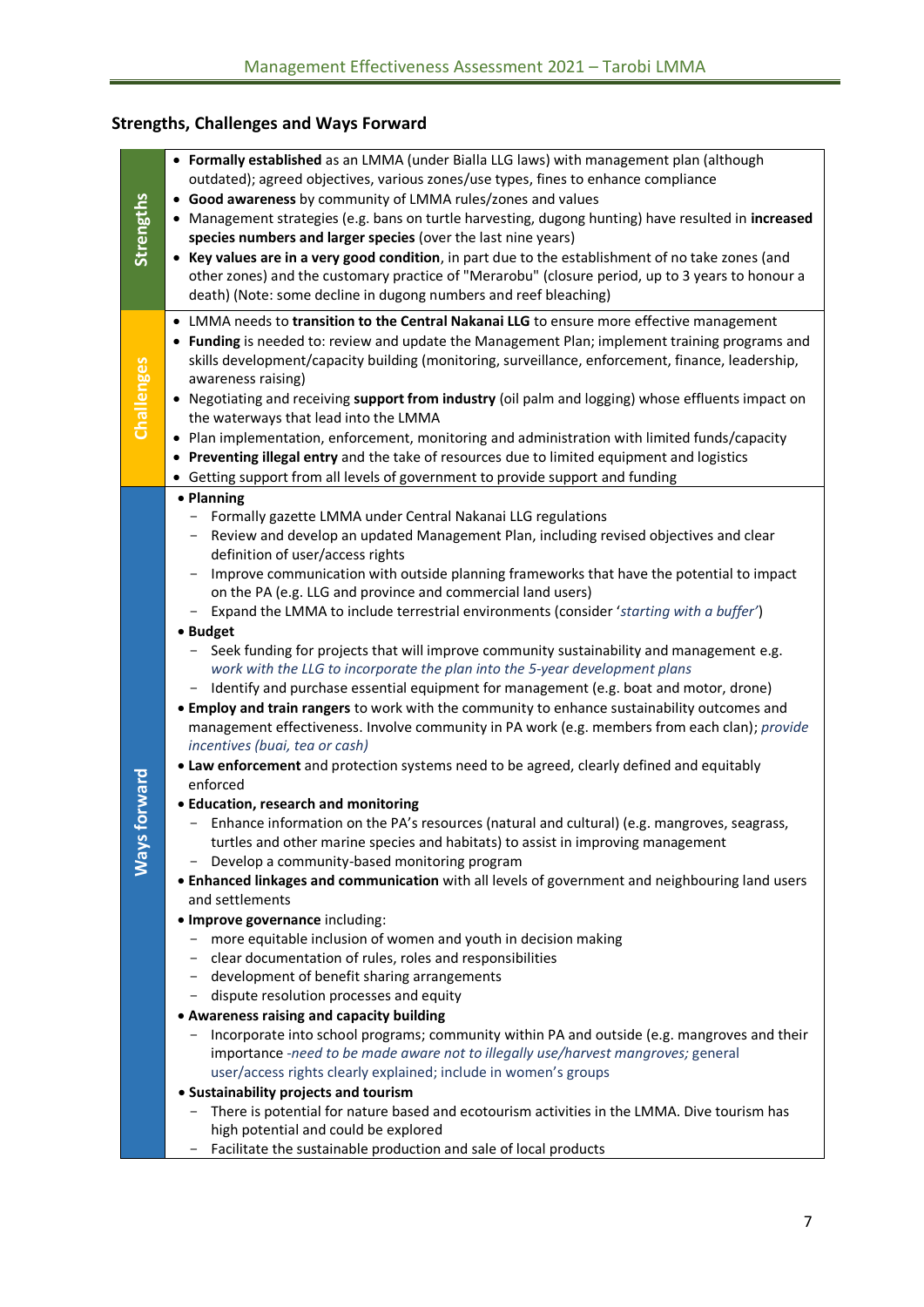## Strengths, Challenges and Ways Forward

| | |
|---|---|
| **Strengths** | • **Formally established** as an LMMA (under Bialla LLG laws) with management plan (although outdated); agreed objectives, various zones/use types, fines to enhance compliance<br>• **Good awareness** by community of LMMA rules/zones and values<br>• Management strategies (e.g. bans on turtle harvesting, dugong hunting) have resulted in **increased species numbers and larger species** (over the last nine years)<br>• **Key values are in a very good condition**, in part due to the establishment of no take zones (and other zones) and the customary practice of "Merarobu" (closure period, up to 3 years to honour a death) (Note: some decline in dugong numbers and reef bleaching) |
| **Challenges** | • LMMA needs to **transition to the Central Nakanai LLG** to ensure more effective management<br>• **Funding** is needed to: review and update the Management Plan; implement training programs and skills development/capacity building (monitoring, surveillance, enforcement, finance, leadership, awareness raising)<br>• Negotiating and receiving **support from industry** (oil palm and logging) whose effluents impact on the waterways that lead into the LMMA<br>• Plan implementation, enforcement, monitoring and administration with limited funds/capacity<br>• **Preventing illegal entry** and the take of resources due to limited equipment and logistics<br>• Getting support from all levels of government to provide support and funding |
| **Ways forward** | • **Planning**<br>− Formally gazette LMMA under Central Nakanai LLG regulations<br>− Review and develop an updated Management Plan, including revised objectives and clear definition of user/access rights<br>− Improve communication with outside planning frameworks that have the potential to impact on the PA (e.g. LLG and province and commercial land users)<br>− Expand the LMMA to include terrestrial environments (consider '*starting with a buffer'*)<br>• **Budget**<br>− Seek funding for projects that will improve community sustainability and management e.g. *work with the LLG to incorporate the plan into the 5-year development plans*<br>− Identify and purchase essential equipment for management (e.g. boat and motor, drone)<br>• **Employ and train rangers** to work with the community to enhance sustainability outcomes and management effectiveness. Involve community in PA work (e.g. members from each clan); *provide incentives (buai, tea or cash)*<br>• **Law enforcement** and protection systems need to be agreed, clearly defined and equitably enforced<br>• **Education, research and monitoring**<br>− Enhance information on the PA's resources (natural and cultural) (e.g. mangroves, seagrass, turtles and other marine species and habitats) to assist in improving management<br>− Develop a community-based monitoring program<br>• **Enhanced linkages and communication** with all levels of government and neighbouring land users and settlements<br>• **Improve governance** including:<br>− more equitable inclusion of women and youth in decision making<br>− clear documentation of rules, roles and responsibilities<br>− development of benefit sharing arrangements<br>− dispute resolution processes and equity<br>• **Awareness raising and capacity building**<br>− Incorporate into school programs; community within PA and outside (e.g. mangroves and their importance *-need to be made aware not to illegally use/harvest mangroves;* general user/access rights clearly explained; include in women's groups<br>• **Sustainability projects and tourism**<br>− There is potential for nature based and ecotourism activities in the LMMA. Dive tourism has high potential and could be explored<br>− Facilitate the sustainable production and sale of local products |